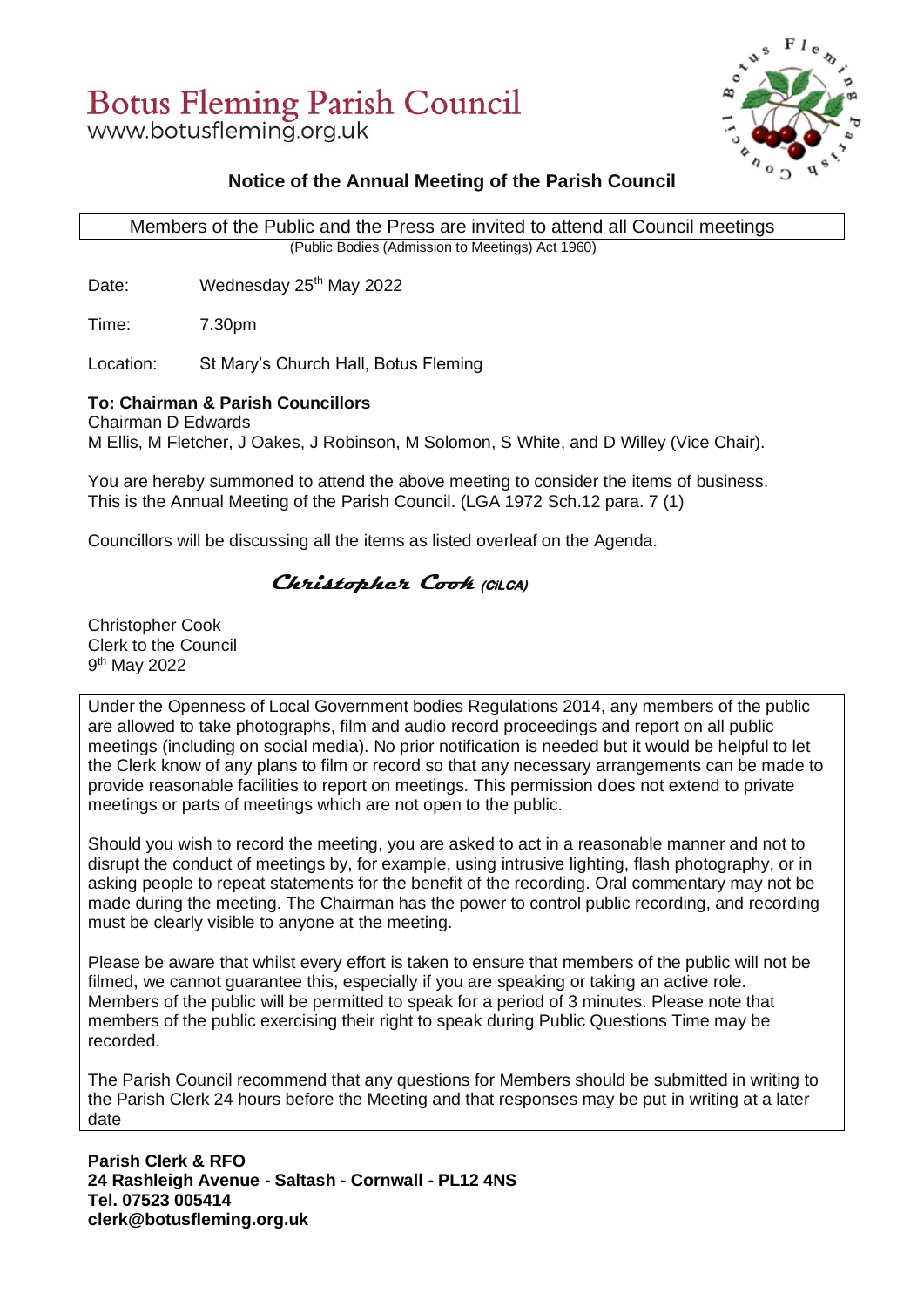# Botus Fleming Parish Council

www.botusfleming.org.uk

## Notice of the Annual Meeting of the Parish Council

Members of the Public and the Press are invited to attend all Council meetings

(Public Bodies (Admission to Meetings) Act 1960)

Date: Wednesday 25th May 2022

Time: 7.30pm

Location: St Mary's Church Hall, Botus Fleming

**To: Chairman & Parish Councillors**

Chairman D Edwards

M Ellis, M Fletcher, J Oakes, J Robinson, M Solomon, S White, and D Willey (Vice Chair).

You are hereby summoned to attend the above meeting to consider the items of business. This is the Annual Meeting of the Parish Council. (LGA 1972 Sch.12 para. 7 (1)

Councillors will be discussing all the items as listed overleaf on the Agenda.

*Christopher Cook* (CiLCA)

Christopher Cook
Clerk to the Council
9th May 2022

Under the Openness of Local Government bodies Regulations 2014, any members of the public are allowed to take photographs, film and audio record proceedings and report on all public meetings (including on social media). No prior notification is needed but it would be helpful to let the Clerk know of any plans to film or record so that any necessary arrangements can be made to provide reasonable facilities to report on meetings. This permission does not extend to private meetings or parts of meetings which are not open to the public.

Should you wish to record the meeting, you are asked to act in a reasonable manner and not to disrupt the conduct of meetings by, for example, using intrusive lighting, flash photography, or in asking people to repeat statements for the benefit of the recording. Oral commentary may not be made during the meeting. The Chairman has the power to control public recording, and recording must be clearly visible to anyone at the meeting.

Please be aware that whilst every effort is taken to ensure that members of the public will not be filmed, we cannot guarantee this, especially if you are speaking or taking an active role. Members of the public will be permitted to speak for a period of 3 minutes. Please note that members of the public exercising their right to speak during Public Questions Time may be recorded.

The Parish Council recommend that any questions for Members should be submitted in writing to the Parish Clerk 24 hours before the Meeting and that responses may be put in writing at a later date

**Parish Clerk & RFO**
**24 Rashleigh Avenue - Saltash - Cornwall - PL12 4NS**
**Tel. 07523 005414**
**clerk@botusfleming.org.uk**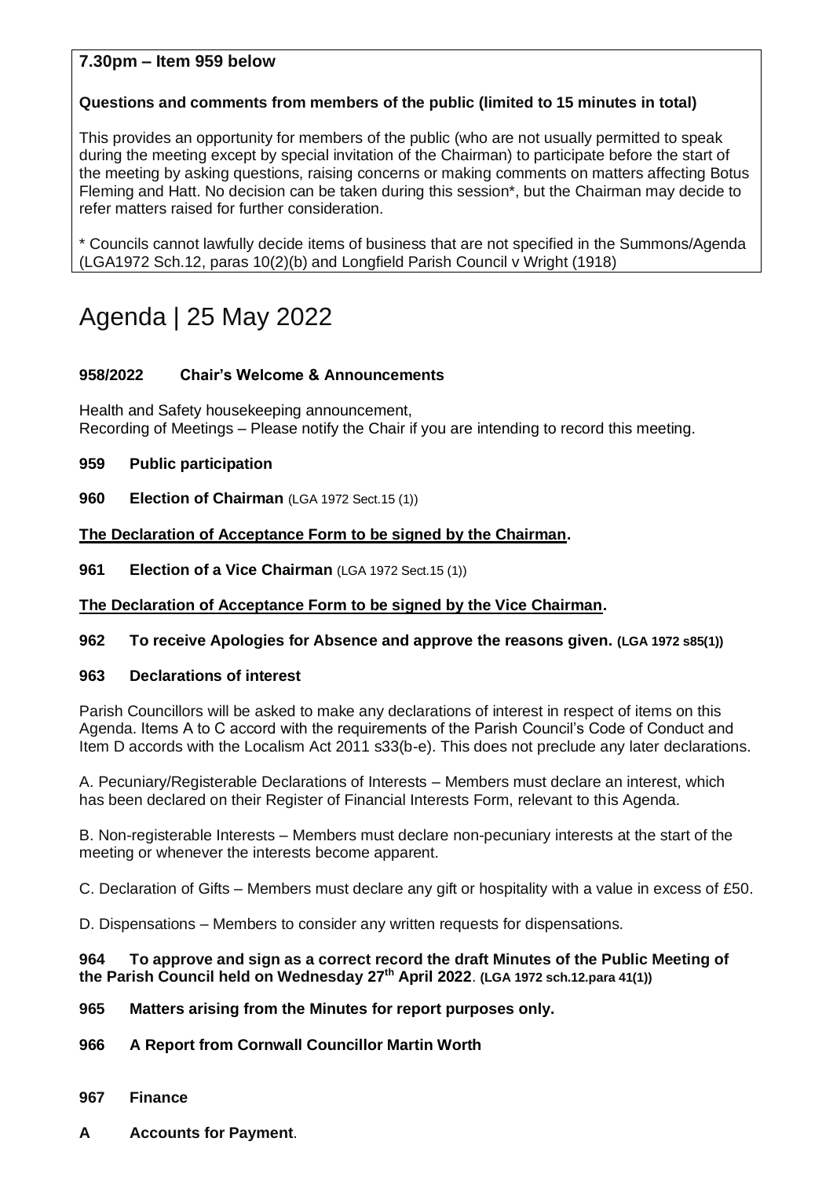**7.30pm – Item 959 below**

**Questions and comments from members of the public (limited to 15 minutes in total)**

This provides an opportunity for members of the public (who are not usually permitted to speak during the meeting except by special invitation of the Chairman) to participate before the start of the meeting by asking questions, raising concerns or making comments on matters affecting Botus Fleming and Hatt. No decision can be taken during this session*, but the Chairman may decide to refer matters raised for further consideration.

* Councils cannot lawfully decide items of business that are not specified in the Summons/Agenda (LGA1972 Sch.12, paras 10(2)(b) and Longfield Parish Council v Wright (1918)

# Agenda | 25 May 2022

**958/2022 Chair's Welcome & Announcements**

Health and Safety housekeeping announcement,
Recording of Meetings – Please notify the Chair if you are intending to record this meeting.

**959 Public participation**

**960 Election of Chairman** (LGA 1972 Sect.15 (1))

**The Declaration of Acceptance Form to be signed by the Chairman.**

**961 Election of a Vice Chairman** (LGA 1972 Sect.15 (1))

**The Declaration of Acceptance Form to be signed by the Vice Chairman.**

**962 To receive Apologies for Absence and approve the reasons given. (LGA 1972 s85(1))**

**963 Declarations of interest**

Parish Councillors will be asked to make any declarations of interest in respect of items on this Agenda. Items A to C accord with the requirements of the Parish Council's Code of Conduct and Item D accords with the Localism Act 2011 s33(b-e). This does not preclude any later declarations.

A. Pecuniary/Registerable Declarations of Interests – Members must declare an interest, which has been declared on their Register of Financial Interests Form, relevant to this Agenda.

B. Non-registerable Interests – Members must declare non-pecuniary interests at the start of the meeting or whenever the interests become apparent.

C. Declaration of Gifts – Members must declare any gift or hospitality with a value in excess of £50.

D. Dispensations – Members to consider any written requests for dispensations.

**964 To approve and sign as a correct record the draft Minutes of the Public Meeting of the Parish Council held on Wednesday 27th April 2022. (LGA 1972 sch.12.para 41(1))**

**965 Matters arising from the Minutes for report purposes only.**

**966 A Report from Cornwall Councillor Martin Worth**

**967 Finance**

**A Accounts for Payment**.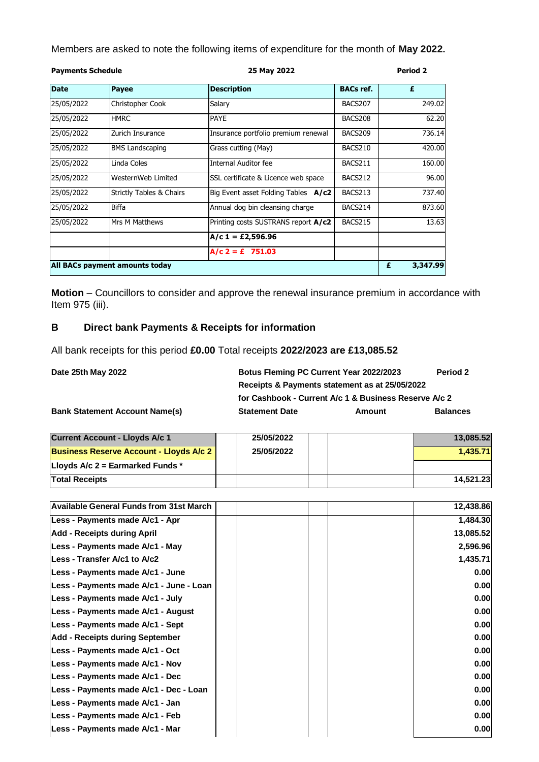Members are asked to note the following items of expenditure for the month of **May 2022.**

| **Payments Schedule** | | **25 May 2022** | | **Period 2** |
|---|---|---|---|---|
| **Date** | **Payee** | **Description** | **BACs ref.** | **£** |
| 25/05/2022 | Christopher Cook | Salary | BACS207 | 249.02 |
| 25/05/2022 | HMRC | PAYE | BACS208 | 62.20 |
| 25/05/2022 | Zurich Insurance | Insurance portfolio premium renewal | BACS209 | 736.14 |
| 25/05/2022 | BMS Landscaping | Grass cutting (May) | BACS210 | 420.00 |
| 25/05/2022 | Linda Coles | Internal Auditor fee | BACS211 | 160.00 |
| 25/05/2022 | WesternWeb Limited | SSL certificate & Licence web space | BACS212 | 96.00 |
| 25/05/2022 | Strictly Tables & Chairs | Big Event asset Folding Tables **A/c2** | BACS213 | 737.40 |
| 25/05/2022 | Biffa | Annual dog bin cleansing charge | BACS214 | 873.60 |
| 25/05/2022 | Mrs M Matthews | Printing costs SUSTRANS report **A/c2** | BACS215 | 13.63 |
| | | **A/c 1 = £2,596.96** | | |
| | | **A/c 2 = £ 751.03** | | |
| **All BACs payment amounts today** | | | | **£ 3,347.99** |

**Motion** – Councillors to consider and approve the renewal insurance premium in accordance with Item 975 (iii).

## B Direct bank Payments & Receipts for information

All bank receipts for this period **£0.00** Total receipts **2022/2023 are £13,085.52**

**Date 25th May 2022** | **Botus Fleming PC Current Year 2022/2023** | **Period 2**

**Receipts & Payments statement as at 25/05/2022**

**for Cashbook - Current A/c 1 & Business Reserve A/c 2**

| **Bank Statement Account Name(s)** | **Statement Date** | | **Amount** | **Balances** |
|---|---|---|---|---|
| **Current Account - Lloyds A/c 1** | **25/05/2022** | | | **13,085.52** |
| **Business Reserve Account - Lloyds A/c 2** | **25/05/2022** | | | **1,435.71** |
| **Lloyds A/c 2 = Earmarked Funds *** | | | | |
| **Total Receipts** | | | | **14,521.23** |

| | | | | |
|---|---|---|---|---|
| **Available General Funds from 31st March** | | | | **12,438.86** |
| **Less - Payments made A/c1 - Apr** | | | | **1,484.30** |
| **Add - Receipts during April** | | | | **13,085.52** |
| **Less - Payments made A/c1 - May** | | | | **2,596.96** |
| **Less - Transfer A/c1 to A/c2** | | | | **1,435.71** |
| **Less - Payments made A/c1 - June** | | | | **0.00** |
| **Less - Payments made A/c1 - June - Loan** | | | | **0.00** |
| **Less - Payments made A/c1 - July** | | | | **0.00** |
| **Less - Payments made A/c1 - August** | | | | **0.00** |
| **Less - Payments made A/c1 - Sept** | | | | **0.00** |
| **Add - Receipts during September** | | | | **0.00** |
| **Less - Payments made A/c1 - Oct** | | | | **0.00** |
| **Less - Payments made A/c1 - Nov** | | | | **0.00** |
| **Less - Payments made A/c1 - Dec** | | | | **0.00** |
| **Less - Payments made A/c1 - Dec - Loan** | | | | **0.00** |
| **Less - Payments made A/c1 - Jan** | | | | **0.00** |
| **Less - Payments made A/c1 - Feb** | | | | **0.00** |
| **Less - Payments made A/c1 - Mar** | | | | **0.00** |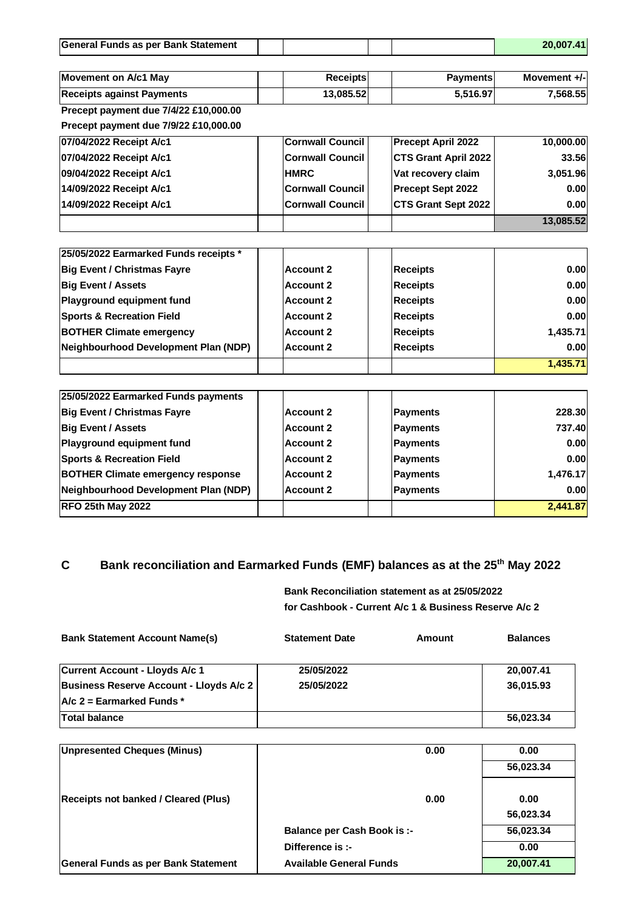| General Funds as per Bank Statement | | | | | 20,007.41 |
|---|---|---|---|---|---|

| Movement on A/c1 May | | Receipts | | Payments | Movement +/- |
|---|---|---|---|---|---|
| Receipts against Payments | | 13,085.52 | | 5,516.97 | 7,568.55 |

Precept payment due 7/4/22 £10,000.00

Precept payment due 7/9/22 £10,000.00

| | | | | | |
|---|---|---|---|---|---|
| 07/04/2022 Receipt A/c1 | | Cornwall Council | | Precept April 2022 | 10,000.00 |
| 07/04/2022 Receipt A/c1 | | Cornwall Council | | CTS Grant April 2022 | 33.56 |
| 09/04/2022 Receipt A/c1 | | HMRC | | Vat recovery claim | 3,051.96 |
| 14/09/2022 Receipt A/c1 | | Cornwall Council | | Precept Sept 2022 | 0.00 |
| 14/09/2022 Receipt A/c1 | | Cornwall Council | | CTS Grant Sept 2022 | 0.00 |
| | | | | | 13,085.52 |

| 25/05/2022 Earmarked Funds receipts * | | | | | |
|---|---|---|---|---|---|
| Big Event / Christmas Fayre | | Account 2 | | Receipts | 0.00 |
| Big Event / Assets | | Account 2 | | Receipts | 0.00 |
| Playground equipment fund | | Account 2 | | Receipts | 0.00 |
| Sports & Recreation Field | | Account 2 | | Receipts | 0.00 |
| BOTHER Climate emergency | | Account 2 | | Receipts | 1,435.71 |
| Neighbourhood Development Plan (NDP) | | Account 2 | | Receipts | 0.00 |
| | | | | | 1,435.71 |

| 25/05/2022 Earmarked Funds payments | | | | | |
|---|---|---|---|---|---|
| Big Event / Christmas Fayre | | Account 2 | | Payments | 228.30 |
| Big Event / Assets | | Account 2 | | Payments | 737.40 |
| Playground equipment fund | | Account 2 | | Payments | 0.00 |
| Sports & Recreation Field | | Account 2 | | Payments | 0.00 |
| BOTHER Climate emergency response | | Account 2 | | Payments | 1,476.17 |
| Neighbourhood Development Plan (NDP) | | Account 2 | | Payments | 0.00 |
| RFO 25th May 2022 | | | | | 2,441.87 |

## C Bank reconciliation and Earmarked Funds (EMF) balances as at the 25th May 2022

**Bank Reconciliation statement as at 25/05/2022**
**for Cashbook - Current A/c 1 & Business Reserve A/c 2**

| Bank Statement Account Name(s) | Statement Date | Amount | Balances |
|---|---|---|---|
| Current Account - Lloyds A/c 1 | 25/05/2022 | | 20,007.41 |
| Business Reserve Account - Lloyds A/c 2 | 25/05/2022 | | 36,015.93 |
| A/c 2 = Earmarked Funds * | | | |
| Total balance | | | 56,023.34 |

| | | | |
|---|---|---|---|
| Unpresented Cheques (Minus) | | 0.00 | 0.00 |
| | | | 56,023.34 |
| Receipts not banked / Cleared (Plus) | | 0.00 | 0.00 |
| | | | 56,023.34 |
| | Balance per Cash Book is :- | | 56,023.34 |
| | Difference is :- | | 0.00 |
| General Funds as per Bank Statement | Available General Funds | | 20,007.41 |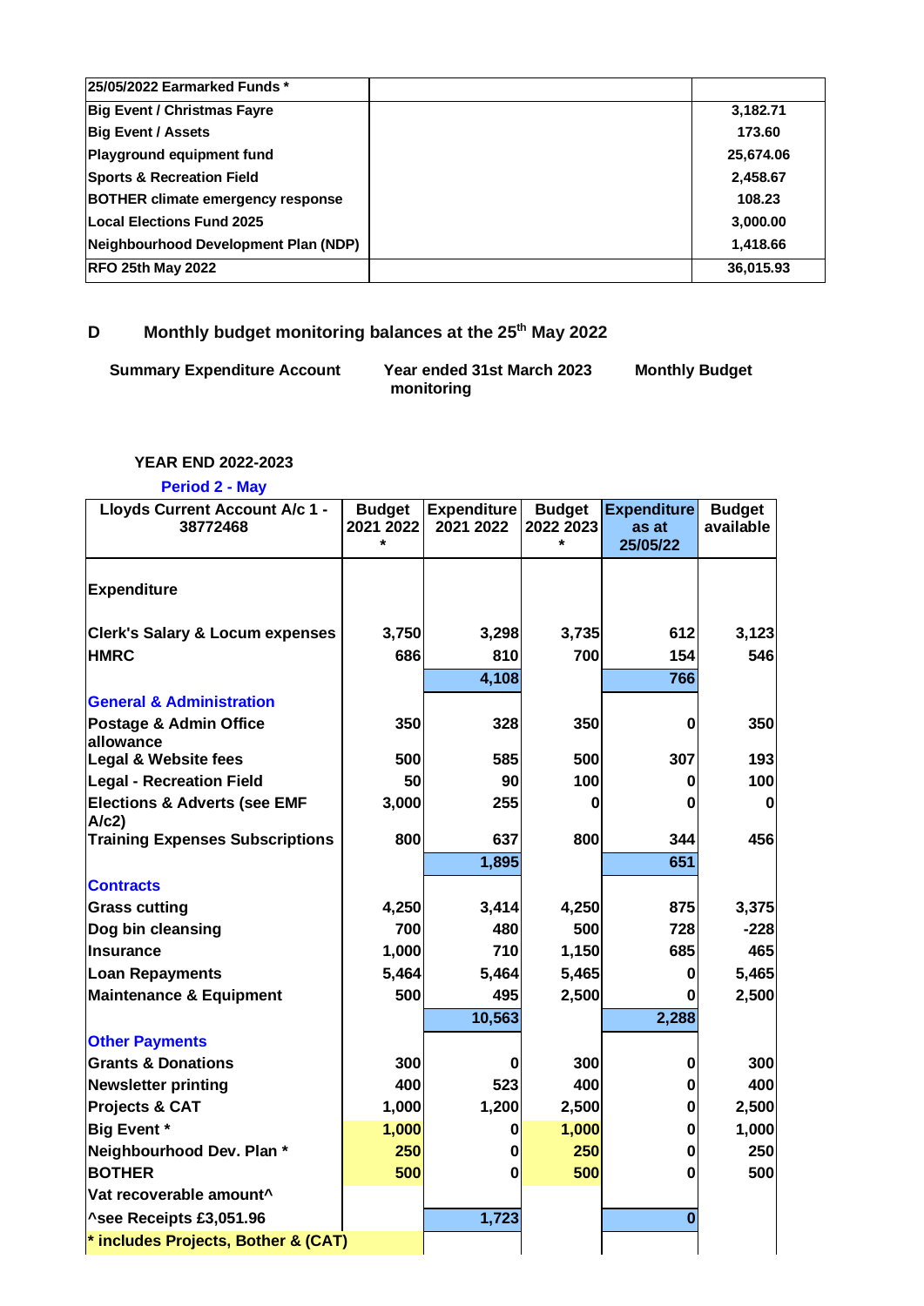| 25/05/2022 Earmarked Funds * | | |
|---|---|---|
| Big Event / Christmas Fayre | | 3,182.71 |
| Big Event / Assets | | 173.60 |
| Playground equipment fund | | 25,674.06 |
| Sports & Recreation Field | | 2,458.67 |
| BOTHER climate emergency response | | 108.23 |
| Local Elections Fund 2025 | | 3,000.00 |
| Neighbourhood Development Plan (NDP) | | 1,418.66 |
| RFO 25th May 2022 | | 36,015.93 |

## D Monthly budget monitoring balances at the 25th May 2022

**Summary Expenditure Account** — **Year ended 31st March 2023 monitoring** — **Monthly Budget**

**YEAR END 2022-2023**

**Period 2 - May**

| Lloyds Current Account A/c 1 - 38772468 | Budget 2021 2022 * | Expenditure 2021 2022 | Budget 2022 2023 * | Expenditure as at 25/05/22 | Budget available |
|---|---|---|---|---|---|
| **Expenditure** | | | | | |
| Clerk's Salary & Locum expenses | 3,750 | 3,298 | 3,735 | 612 | 3,123 |
| HMRC | 686 | 810 | 700 | 154 | 546 |
| | | 4,108 | | 766 | |
| **General & Administration** | | | | | |
| Postage & Admin Office allowance | 350 | 328 | 350 | 0 | 350 |
| Legal & Website fees | 500 | 585 | 500 | 307 | 193 |
| Legal - Recreation Field | 50 | 90 | 100 | 0 | 100 |
| Elections & Adverts (see EMF A/c2) | 3,000 | 255 | 0 | 0 | 0 |
| Training Expenses Subscriptions | 800 | 637 | 800 | 344 | 456 |
| | | 1,895 | | 651 | |
| **Contracts** | | | | | |
| Grass cutting | 4,250 | 3,414 | 4,250 | 875 | 3,375 |
| Dog bin cleansing | 700 | 480 | 500 | 728 | -228 |
| Insurance | 1,000 | 710 | 1,150 | 685 | 465 |
| Loan Repayments | 5,464 | 5,464 | 5,465 | 0 | 5,465 |
| Maintenance & Equipment | 500 | 495 | 2,500 | 0 | 2,500 |
| | | 10,563 | | 2,288 | |
| **Other Payments** | | | | | |
| Grants & Donations | 300 | 0 | 300 | 0 | 300 |
| Newsletter printing | 400 | 523 | 400 | 0 | 400 |
| Projects & CAT | 1,000 | 1,200 | 2,500 | 0 | 2,500 |
| Big Event * | 1,000 | 0 | 1,000 | 0 | 1,000 |
| Neighbourhood Dev. Plan * | 250 | 0 | 250 | 0 | 250 |
| BOTHER | 500 | 0 | 500 | 0 | 500 |
| Vat recoverable amount^ | | | | | |
| ^see Receipts £3,051.96 | | 1,723 | | 0 | |
| * includes Projects, Bother & (CAT) | | | | | |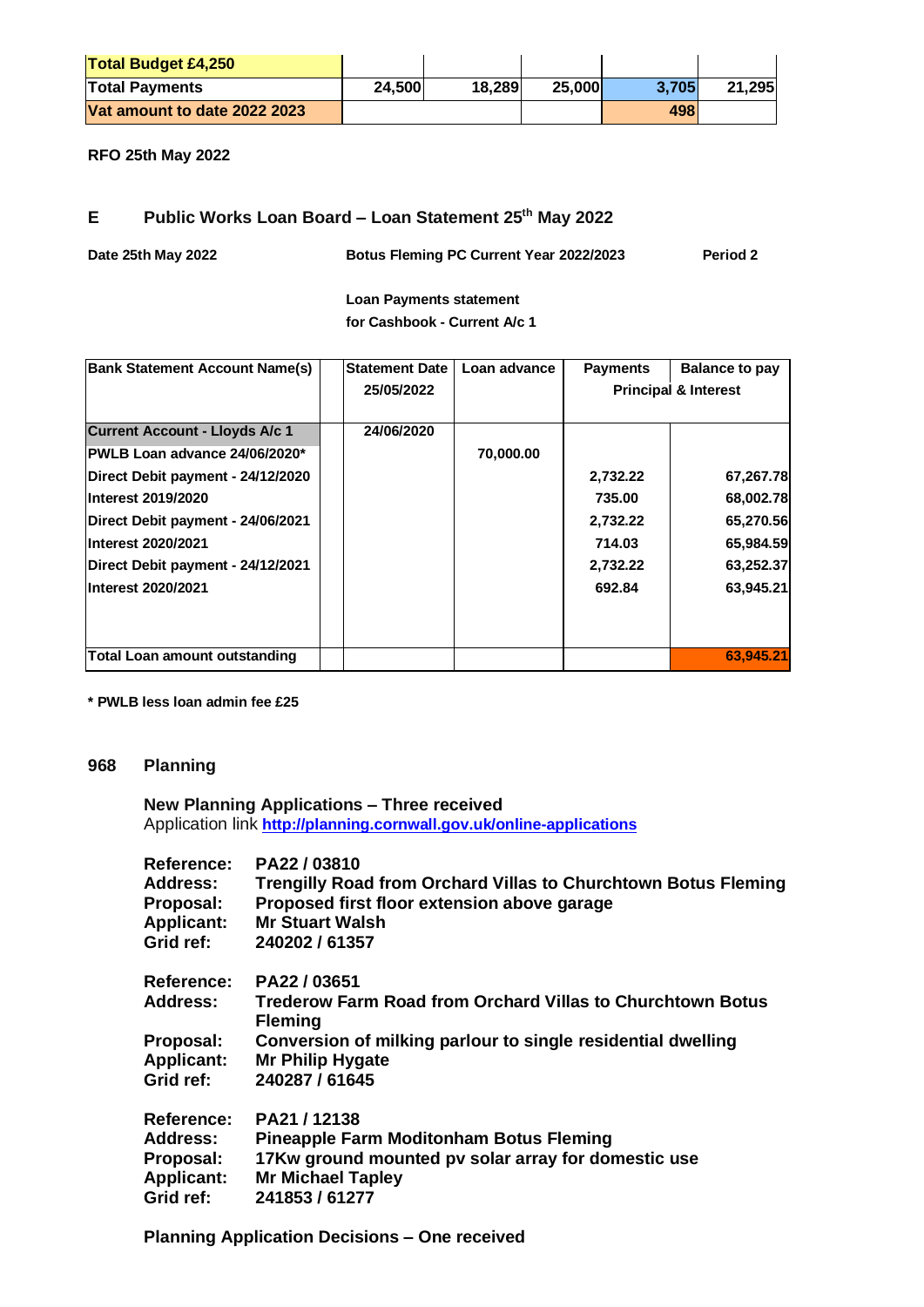| Total Budget £4,250 | | | | | |
|---|---|---|---|---|---|
| Total Payments | 24,500 | 18,289 | 25,000 | 3,705 | 21,295 |
| Vat amount to date 2022 2023 | | | | 498 | |

**RFO 25th May 2022**

## E Public Works Loan Board – Loan Statement 25th May 2022

**Date 25th May 2022** **Botus Fleming PC Current Year 2022/2023** **Period 2**

**Loan Payments statement**
**for Cashbook - Current A/c 1**

| Bank Statement Account Name(s) | | Statement Date 25/05/2022 | Loan advance | Payments | Balance to pay |
|---|---|---|---|---|---|
| | | | | Principal & Interest | |
| Current Account - Lloyds A/c 1 | | 24/06/2020 | | | |
| PWLB Loan advance 24/06/2020* | | | 70,000.00 | | |
| Direct Debit payment - 24/12/2020 | | | | 2,732.22 | 67,267.78 |
| Interest 2019/2020 | | | | 735.00 | 68,002.78 |
| Direct Debit payment - 24/06/2021 | | | | 2,732.22 | 65,270.56 |
| Interest 2020/2021 | | | | 714.03 | 65,984.59 |
| Direct Debit payment - 24/12/2021 | | | | 2,732.22 | 63,252.37 |
| Interest 2020/2021 | | | | 692.84 | 63,945.21 |
| Total Loan amount outstanding | | | | | 63,945.21 |

**\* PWLB less loan admin fee £25**

## 968 Planning

**New Planning Applications – Three received**
Application link **http://planning.cornwall.gov.uk/online-applications**

**Reference:** PA22 / 03810
**Address:** Trengilly Road from Orchard Villas to Churchtown Botus Fleming
**Proposal:** Proposed first floor extension above garage
**Applicant:** Mr Stuart Walsh
**Grid ref:** 240202 / 61357

**Reference:** PA22 / 03651
**Address:** Trederow Farm Road from Orchard Villas to Churchtown Botus Fleming
**Proposal:** Conversion of milking parlour to single residential dwelling
**Applicant:** Mr Philip Hygate
**Grid ref:** 240287 / 61645

**Reference:** PA21 / 12138
**Address:** Pineapple Farm Moditonham Botus Fleming
**Proposal:** 17Kw ground mounted pv solar array for domestic use
**Applicant:** Mr Michael Tapley
**Grid ref:** 241853 / 61277

**Planning Application Decisions – One received**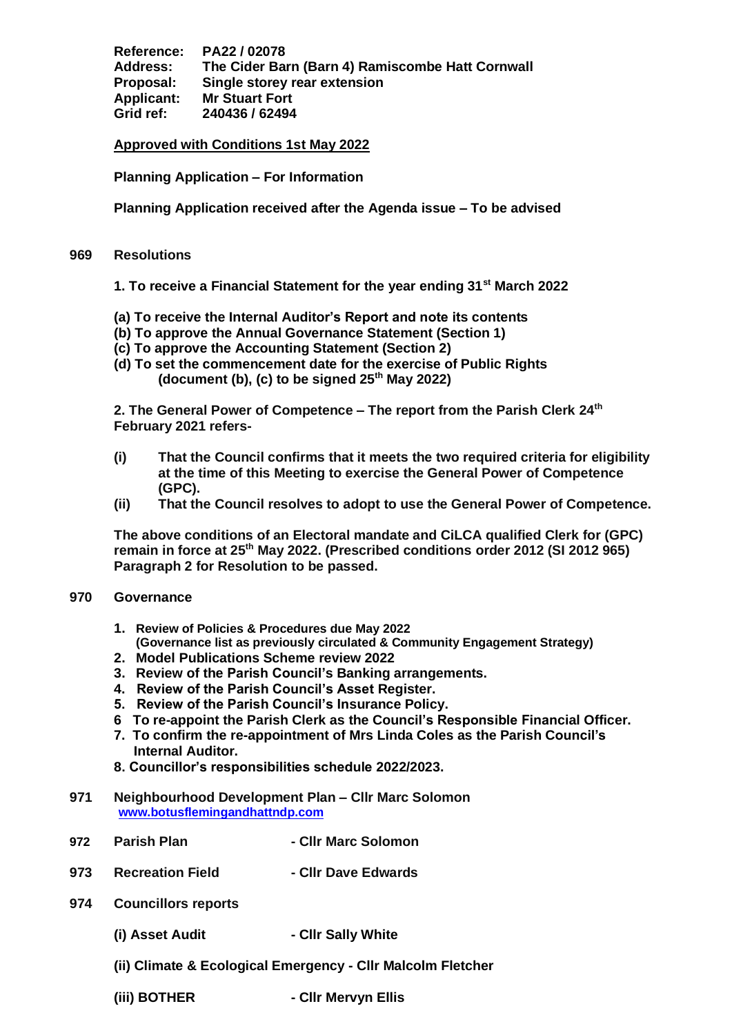**Reference:** PA22 / 02078
**Address:** The Cider Barn (Barn 4) Ramiscombe Hatt Cornwall
**Proposal:** Single storey rear extension
**Applicant:** Mr Stuart Fort
**Grid ref:** 240436 / 62494

**Approved with Conditions 1st May 2022**

**Planning Application – For Information**

**Planning Application received after the Agenda issue – To be advised**

**969 Resolutions**

**1. To receive a Financial Statement for the year ending 31st March 2022**

**(a) To receive the Internal Auditor's Report and note its contents**
**(b) To approve the Annual Governance Statement (Section 1)**
**(c) To approve the Accounting Statement (Section 2)**
**(d) To set the commencement date for the exercise of Public Rights (document (b), (c) to be signed 25th May 2022)**

**2. The General Power of Competence – The report from the Parish Clerk 24th February 2021 refers-**

**(i) That the Council confirms that it meets the two required criteria for eligibility at the time of this Meeting to exercise the General Power of Competence (GPC).**
**(ii) That the Council resolves to adopt to use the General Power of Competence.**

**The above conditions of an Electoral mandate and CiLCA qualified Clerk for (GPC) remain in force at 25th May 2022. (Prescribed conditions order 2012 (SI 2012 965) Paragraph 2 for Resolution to be passed.**

**970 Governance**

1. **Review of Policies & Procedures due May 2022 (Governance list as previously circulated & Community Engagement Strategy)**
2. **Model Publications Scheme review 2022**
3. **Review of the Parish Council's Banking arrangements.**
4. **Review of the Parish Council's Asset Register.**
5. **Review of the Parish Council's Insurance Policy.**
6. **To re-appoint the Parish Clerk as the Council's Responsible Financial Officer.**
7. **To confirm the re-appointment of Mrs Linda Coles as the Parish Council's Internal Auditor.**
8. **Councillor's responsibilities schedule 2022/2023.**

**971 Neighbourhood Development Plan – Cllr Marc Solomon**
www.botusflemingandhattndp.com

**972 Parish Plan - Cllr Marc Solomon**

**973 Recreation Field - Cllr Dave Edwards**

**974 Councillors reports**

**(i) Asset Audit - Cllr Sally White**

**(ii) Climate & Ecological Emergency - Cllr Malcolm Fletcher**

**(iii) BOTHER - Cllr Mervyn Ellis**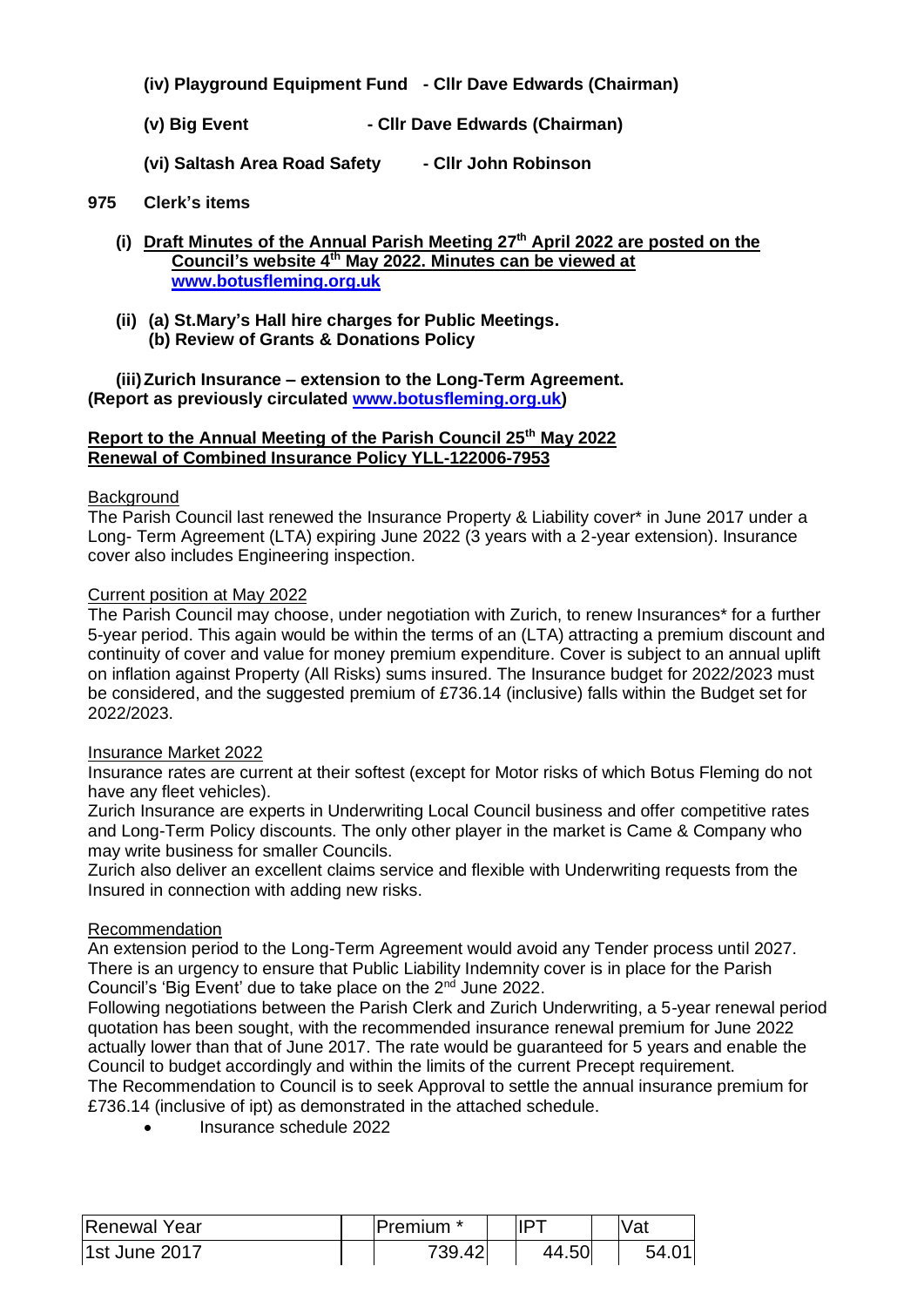**(iv) Playground Equipment Fund - Cllr Dave Edwards (Chairman)**

**(v) Big Event - Cllr Dave Edwards (Chairman)**

**(vi) Saltash Area Road Safety - Cllr John Robinson**

**975 Clerk's items**

**(i) Draft Minutes of the Annual Parish Meeting 27th April 2022 are posted on the Council's website 4th May 2022. Minutes can be viewed at www.botusfleming.org.uk**

**(ii) (a) St.Mary's Hall hire charges for Public Meetings.**
**(b) Review of Grants & Donations Policy**

**(iii) Zurich Insurance – extension to the Long-Term Agreement.**
**(Report as previously circulated www.botusfleming.org.uk)**

**Report to the Annual Meeting of the Parish Council 25th May 2022**
**Renewal of Combined Insurance Policy YLL-122006-7953**

Background

The Parish Council last renewed the Insurance Property & Liability cover* in June 2017 under a Long- Term Agreement (LTA) expiring June 2022 (3 years with a 2-year extension). Insurance cover also includes Engineering inspection.

Current position at May 2022

The Parish Council may choose, under negotiation with Zurich, to renew Insurances* for a further 5-year period. This again would be within the terms of an (LTA) attracting a premium discount and continuity of cover and value for money premium expenditure. Cover is subject to an annual uplift on inflation against Property (All Risks) sums insured. The Insurance budget for 2022/2023 must be considered, and the suggested premium of £736.14 (inclusive) falls within the Budget set for 2022/2023.

Insurance Market 2022

Insurance rates are current at their softest (except for Motor risks of which Botus Fleming do not have any fleet vehicles).

Zurich Insurance are experts in Underwriting Local Council business and offer competitive rates and Long-Term Policy discounts. The only other player in the market is Came & Company who may write business for smaller Councils.

Zurich also deliver an excellent claims service and flexible with Underwriting requests from the Insured in connection with adding new risks.

Recommendation

An extension period to the Long-Term Agreement would avoid any Tender process until 2027. There is an urgency to ensure that Public Liability Indemnity cover is in place for the Parish Council's 'Big Event' due to take place on the 2nd June 2022.

Following negotiations between the Parish Clerk and Zurich Underwriting, a 5-year renewal period quotation has been sought, with the recommended insurance renewal premium for June 2022 actually lower than that of June 2017. The rate would be guaranteed for 5 years and enable the Council to budget accordingly and within the limits of the current Precept requirement.

The Recommendation to Council is to seek Approval to settle the annual insurance premium for £736.14 (inclusive of ipt) as demonstrated in the attached schedule.

- Insurance schedule 2022

| Renewal Year | Premium * | IPT | Vat |
|---|---|---|---|
| 1st June 2017 | 739.42 | 44.50 | 54.01 |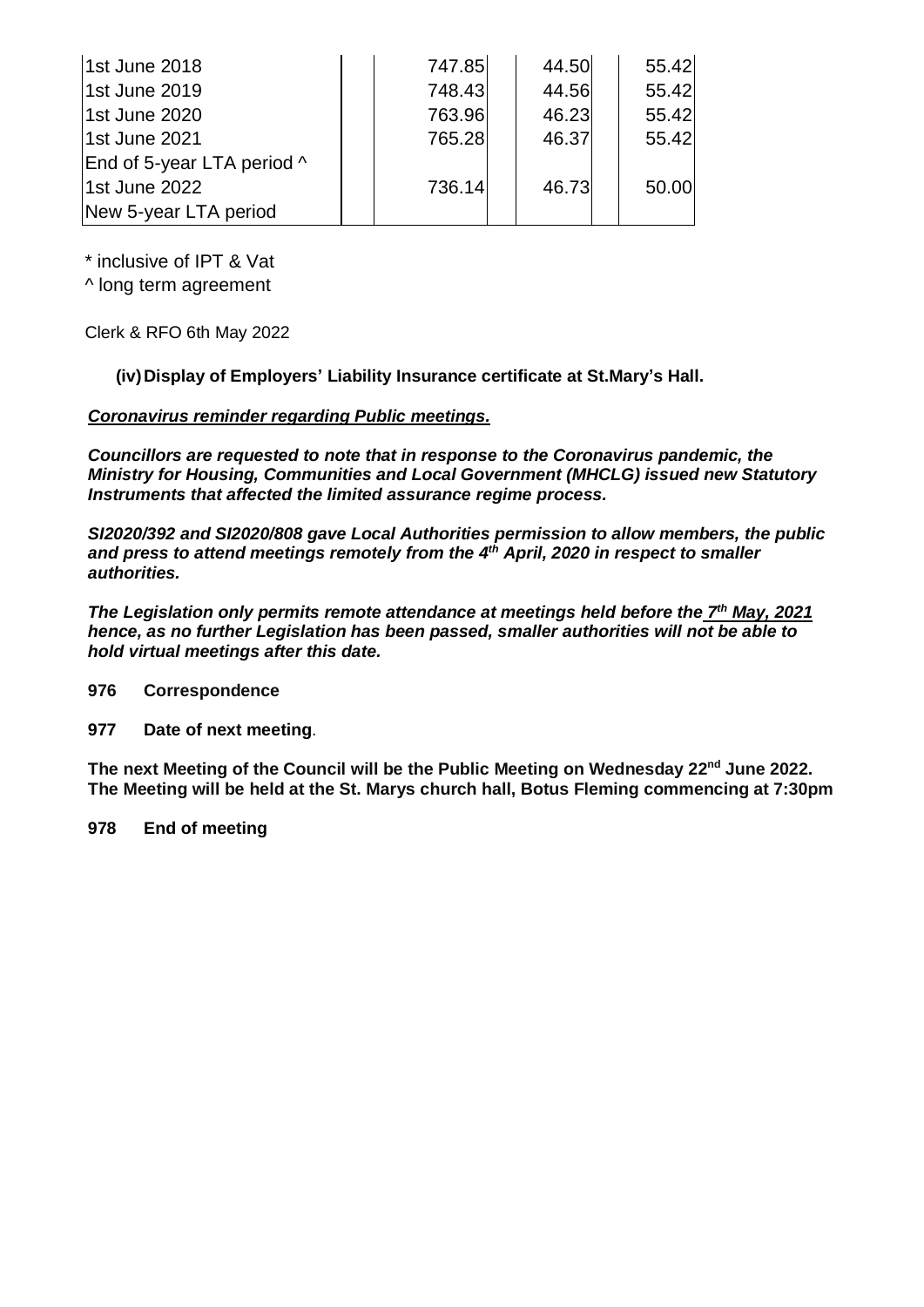| | | | | |
|---|---|---|---|---|
| 1st June 2018 | | 747.85 | 44.50 | 55.42 |
| 1st June 2019 | | 748.43 | 44.56 | 55.42 |
| 1st June 2020 | | 763.96 | 46.23 | 55.42 |
| 1st June 2021 | | 765.28 | 46.37 | 55.42 |
| End of 5-year LTA period ^ | | | | |
| 1st June 2022 | | 736.14 | 46.73 | 50.00 |
| New 5-year LTA period | | | | |

* inclusive of IPT & Vat

^ long term agreement

Clerk & RFO 6th May 2022

**(iv) Display of Employers' Liability Insurance certificate at St.Mary's Hall.**

***Coronavirus reminder regarding Public meetings.***

***Councillors are requested to note that in response to the Coronavirus pandemic, the Ministry for Housing, Communities and Local Government (MHCLG) issued new Statutory Instruments that affected the limited assurance regime process.***

***SI2020/392 and SI2020/808 gave Local Authorities permission to allow members, the public and press to attend meetings remotely from the 4th April, 2020 in respect to smaller authorities.***

***The Legislation only permits remote attendance at meetings held before the 7th May, 2021 hence, as no further Legislation has been passed, smaller authorities will not be able to hold virtual meetings after this date.***

**976 Correspondence**

**977 Date of next meeting**.

**The next Meeting of the Council will be the Public Meeting on Wednesday 22nd June 2022. The Meeting will be held at the St. Marys church hall, Botus Fleming commencing at 7:30pm**

**978 End of meeting**